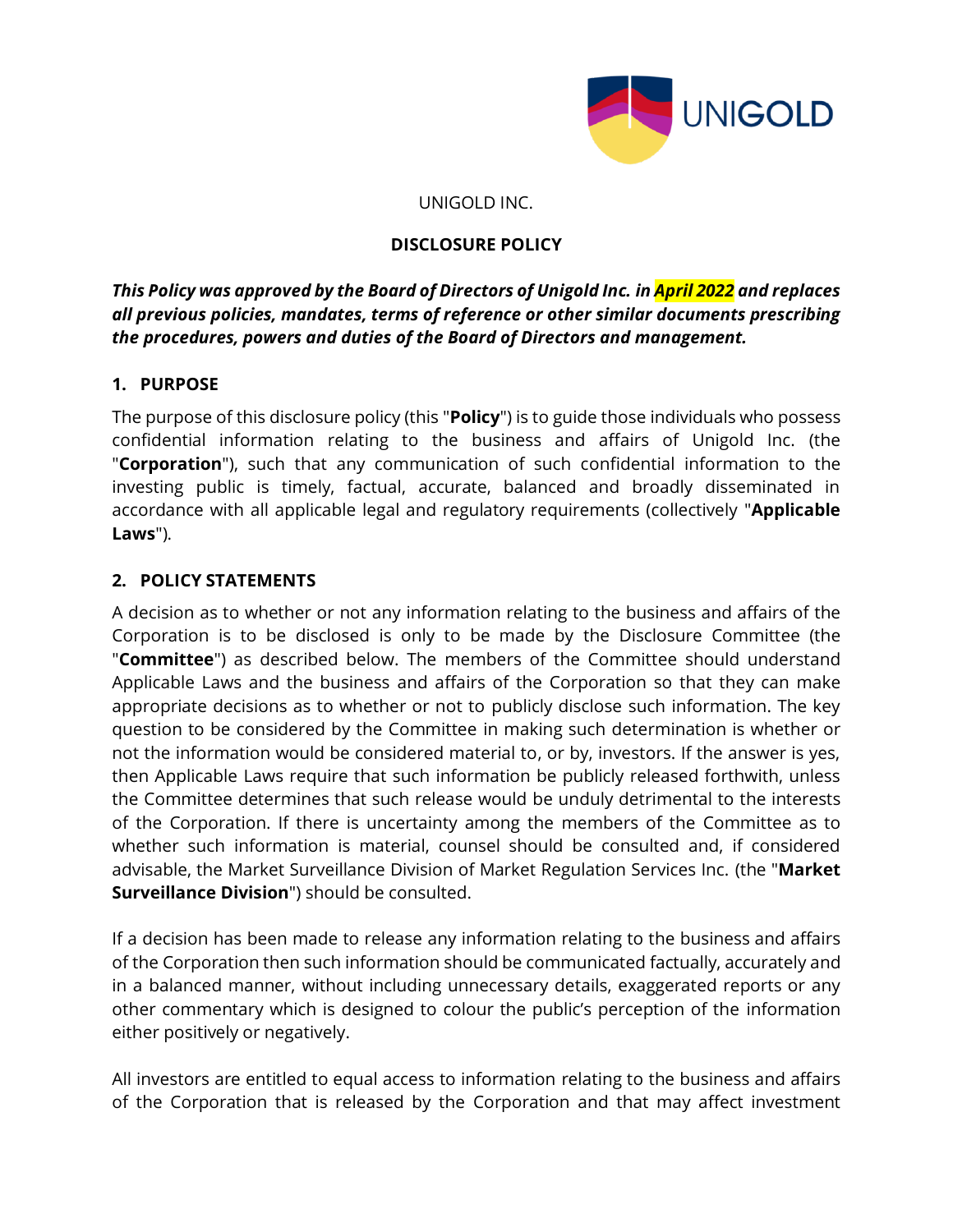UNIGOLD INC.

**DISCLOSURE POLICY**

***This Policy was approved by the Board of Directors of Unigold Inc. in April 2022 and replaces all previous policies, mandates, terms of reference or other similar documents prescribing the procedures, powers and duties of the Board of Directors and management.***

## 1. PURPOSE

The purpose of this disclosure policy (this "**Policy**") is to guide those individuals who possess confidential information relating to the business and affairs of Unigold Inc. (the "**Corporation**"), such that any communication of such confidential information to the investing public is timely, factual, accurate, balanced and broadly disseminated in accordance with all applicable legal and regulatory requirements (collectively "**Applicable Laws**").

## 2. POLICY STATEMENTS

A decision as to whether or not any information relating to the business and affairs of the Corporation is to be disclosed is only to be made by the Disclosure Committee (the "**Committee**") as described below. The members of the Committee should understand Applicable Laws and the business and affairs of the Corporation so that they can make appropriate decisions as to whether or not to publicly disclose such information. The key question to be considered by the Committee in making such determination is whether or not the information would be considered material to, or by, investors. If the answer is yes, then Applicable Laws require that such information be publicly released forthwith, unless the Committee determines that such release would be unduly detrimental to the interests of the Corporation. If there is uncertainty among the members of the Committee as to whether such information is material, counsel should be consulted and, if considered advisable, the Market Surveillance Division of Market Regulation Services Inc. (the "**Market Surveillance Division**") should be consulted.

If a decision has been made to release any information relating to the business and affairs of the Corporation then such information should be communicated factually, accurately and in a balanced manner, without including unnecessary details, exaggerated reports or any other commentary which is designed to colour the public's perception of the information either positively or negatively.

All investors are entitled to equal access to information relating to the business and affairs of the Corporation that is released by the Corporation and that may affect investment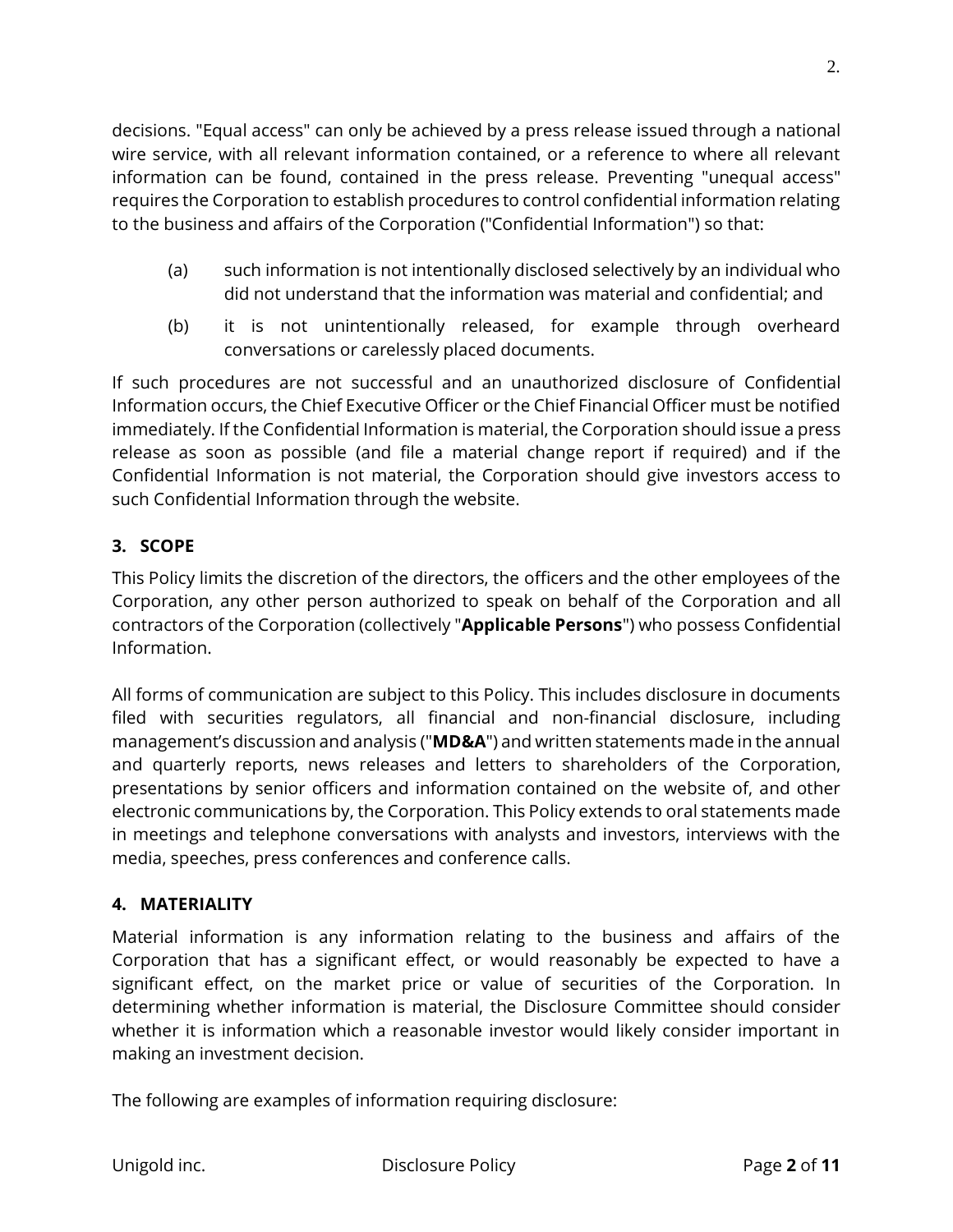decisions. "Equal access" can only be achieved by a press release issued through a national wire service, with all relevant information contained, or a reference to where all relevant information can be found, contained in the press release. Preventing "unequal access" requires the Corporation to establish procedures to control confidential information relating to the business and affairs of the Corporation ("Confidential Information") so that:

(a) such information is not intentionally disclosed selectively by an individual who did not understand that the information was material and confidential; and

(b) it is not unintentionally released, for example through overheard conversations or carelessly placed documents.

If such procedures are not successful and an unauthorized disclosure of Confidential Information occurs, the Chief Executive Officer or the Chief Financial Officer must be notified immediately. If the Confidential Information is material, the Corporation should issue a press release as soon as possible (and file a material change report if required) and if the Confidential Information is not material, the Corporation should give investors access to such Confidential Information through the website.

## 3. SCOPE

This Policy limits the discretion of the directors, the officers and the other employees of the Corporation, any other person authorized to speak on behalf of the Corporation and all contractors of the Corporation (collectively "**Applicable Persons**") who possess Confidential Information.

All forms of communication are subject to this Policy. This includes disclosure in documents filed with securities regulators, all financial and non-financial disclosure, including management's discussion and analysis ("**MD&A**") and written statements made in the annual and quarterly reports, news releases and letters to shareholders of the Corporation, presentations by senior officers and information contained on the website of, and other electronic communications by, the Corporation. This Policy extends to oral statements made in meetings and telephone conversations with analysts and investors, interviews with the media, speeches, press conferences and conference calls.

## 4. MATERIALITY

Material information is any information relating to the business and affairs of the Corporation that has a significant effect, or would reasonably be expected to have a significant effect, on the market price or value of securities of the Corporation. In determining whether information is material, the Disclosure Committee should consider whether it is information which a reasonable investor would likely consider important in making an investment decision.

The following are examples of information requiring disclosure: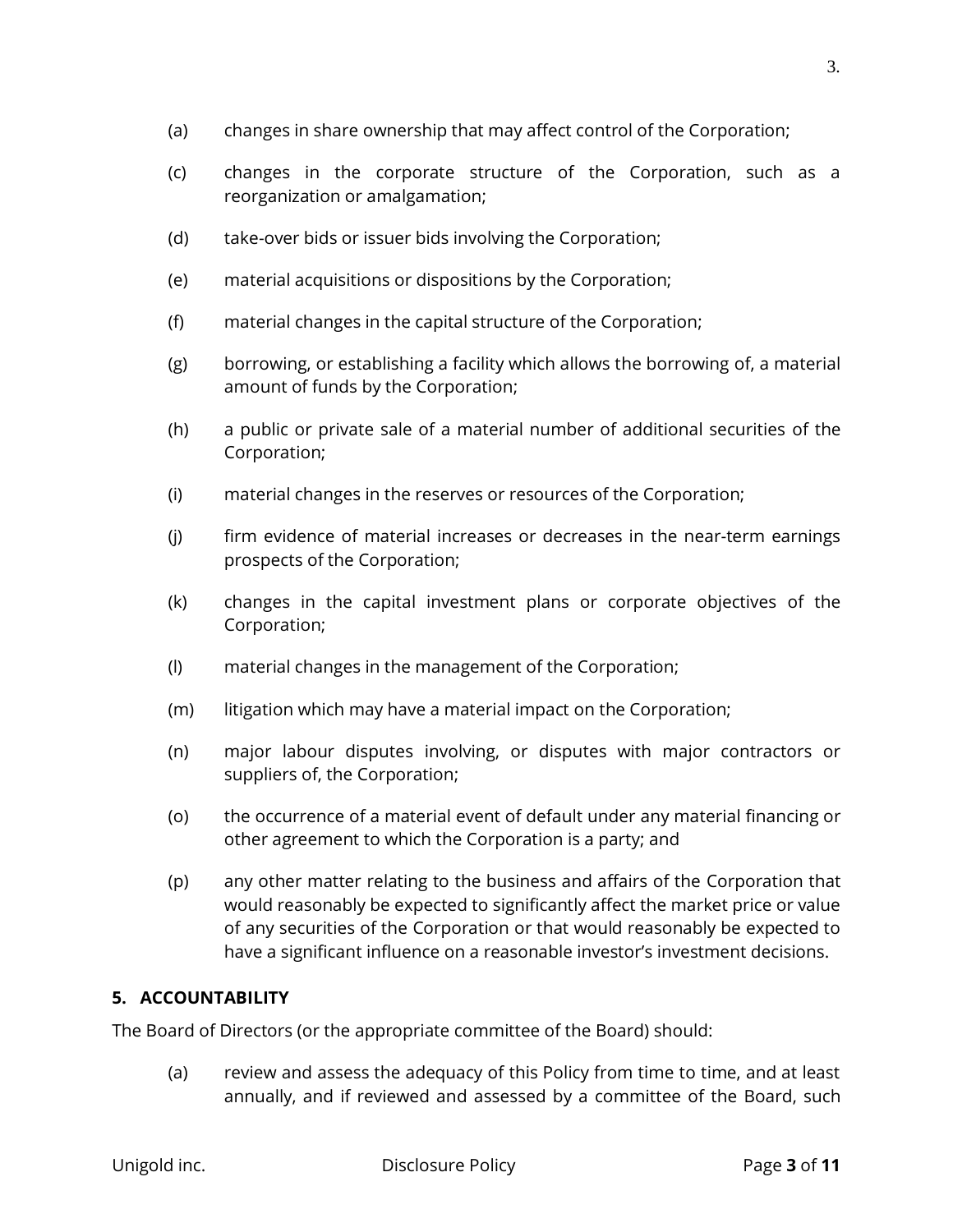(a) changes in share ownership that may affect control of the Corporation;

(c) changes in the corporate structure of the Corporation, such as a reorganization or amalgamation;

(d) take-over bids or issuer bids involving the Corporation;

(e) material acquisitions or dispositions by the Corporation;

(f) material changes in the capital structure of the Corporation;

(g) borrowing, or establishing a facility which allows the borrowing of, a material amount of funds by the Corporation;

(h) a public or private sale of a material number of additional securities of the Corporation;

(i) material changes in the reserves or resources of the Corporation;

(j) firm evidence of material increases or decreases in the near-term earnings prospects of the Corporation;

(k) changes in the capital investment plans or corporate objectives of the Corporation;

(l) material changes in the management of the Corporation;

(m) litigation which may have a material impact on the Corporation;

(n) major labour disputes involving, or disputes with major contractors or suppliers of, the Corporation;

(o) the occurrence of a material event of default under any material financing or other agreement to which the Corporation is a party; and

(p) any other matter relating to the business and affairs of the Corporation that would reasonably be expected to significantly affect the market price or value of any securities of the Corporation or that would reasonably be expected to have a significant influence on a reasonable investor's investment decisions.

## 5. ACCOUNTABILITY

The Board of Directors (or the appropriate committee of the Board) should:

(a) review and assess the adequacy of this Policy from time to time, and at least annually, and if reviewed and assessed by a committee of the Board, such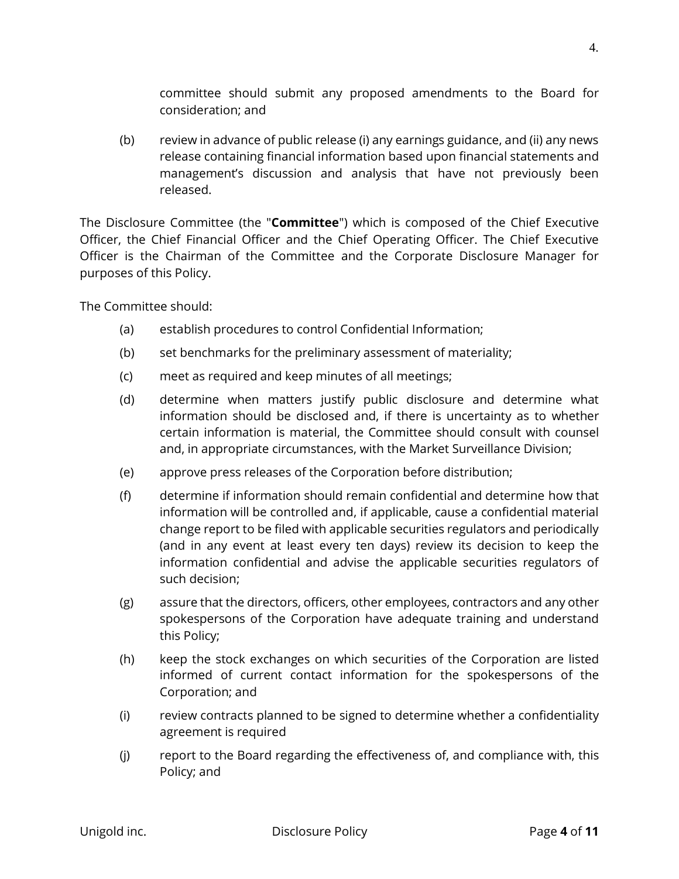committee should submit any proposed amendments to the Board for consideration; and

(b) review in advance of public release (i) any earnings guidance, and (ii) any news release containing financial information based upon financial statements and management's discussion and analysis that have not previously been released.

The Disclosure Committee (the "**Committee**") which is composed of the Chief Executive Officer, the Chief Financial Officer and the Chief Operating Officer. The Chief Executive Officer is the Chairman of the Committee and the Corporate Disclosure Manager for purposes of this Policy.

The Committee should:

(a) establish procedures to control Confidential Information;

(b) set benchmarks for the preliminary assessment of materiality;

(c) meet as required and keep minutes of all meetings;

(d) determine when matters justify public disclosure and determine what information should be disclosed and, if there is uncertainty as to whether certain information is material, the Committee should consult with counsel and, in appropriate circumstances, with the Market Surveillance Division;

(e) approve press releases of the Corporation before distribution;

(f) determine if information should remain confidential and determine how that information will be controlled and, if applicable, cause a confidential material change report to be filed with applicable securities regulators and periodically (and in any event at least every ten days) review its decision to keep the information confidential and advise the applicable securities regulators of such decision;

(g) assure that the directors, officers, other employees, contractors and any other spokespersons of the Corporation have adequate training and understand this Policy;

(h) keep the stock exchanges on which securities of the Corporation are listed informed of current contact information for the spokespersons of the Corporation; and

(i) review contracts planned to be signed to determine whether a confidentiality agreement is required

(j) report to the Board regarding the effectiveness of, and compliance with, this Policy; and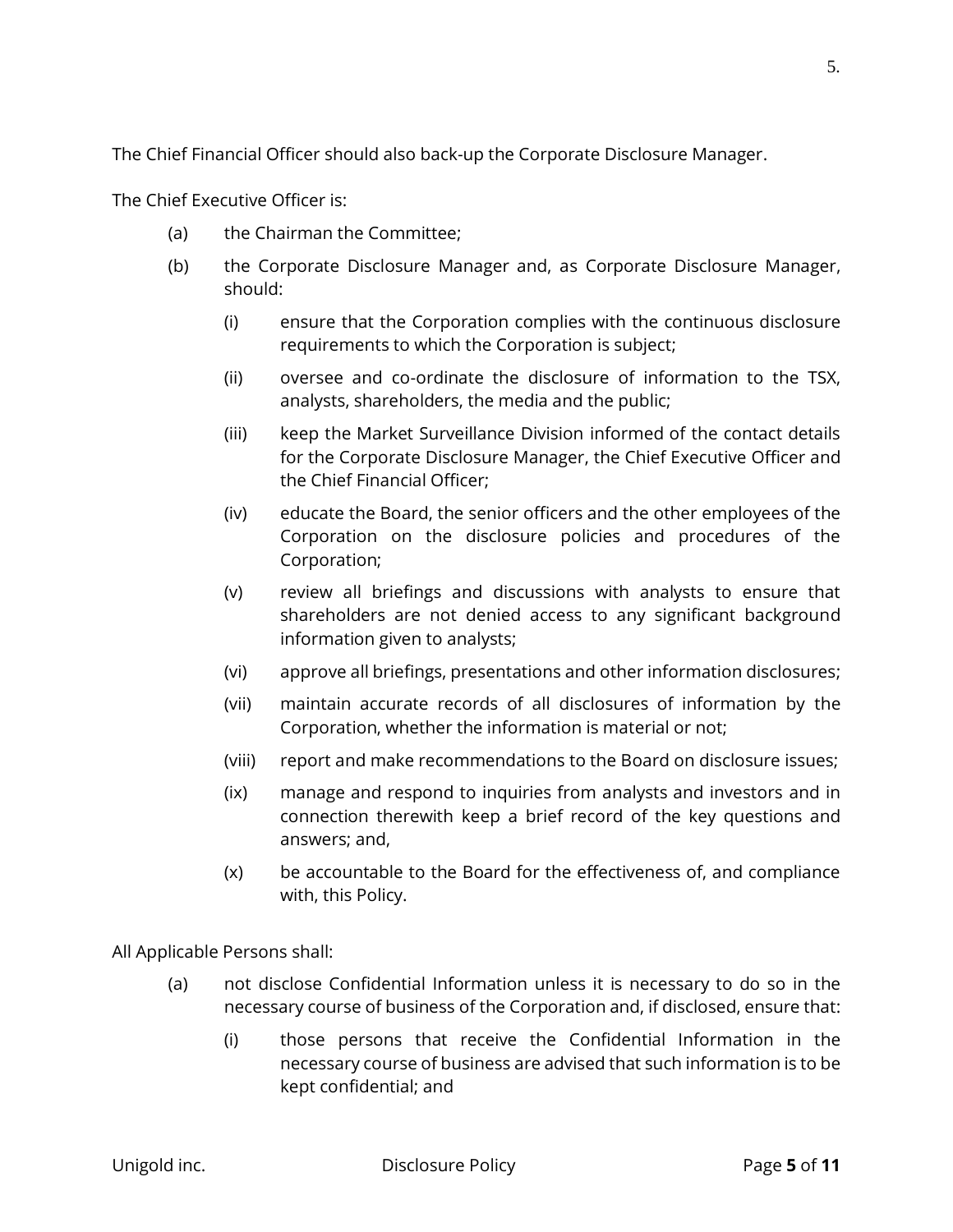The Chief Financial Officer should also back-up the Corporate Disclosure Manager.

The Chief Executive Officer is:

(a) the Chairman the Committee;

(b) the Corporate Disclosure Manager and, as Corporate Disclosure Manager, should:

  (i) ensure that the Corporation complies with the continuous disclosure requirements to which the Corporation is subject;

  (ii) oversee and co-ordinate the disclosure of information to the TSX, analysts, shareholders, the media and the public;

  (iii) keep the Market Surveillance Division informed of the contact details for the Corporate Disclosure Manager, the Chief Executive Officer and the Chief Financial Officer;

  (iv) educate the Board, the senior officers and the other employees of the Corporation on the disclosure policies and procedures of the Corporation;

  (v) review all briefings and discussions with analysts to ensure that shareholders are not denied access to any significant background information given to analysts;

  (vi) approve all briefings, presentations and other information disclosures;

  (vii) maintain accurate records of all disclosures of information by the Corporation, whether the information is material or not;

  (viii) report and make recommendations to the Board on disclosure issues;

  (ix) manage and respond to inquiries from analysts and investors and in connection therewith keep a brief record of the key questions and answers; and,

  (x) be accountable to the Board for the effectiveness of, and compliance with, this Policy.

All Applicable Persons shall:

(a) not disclose Confidential Information unless it is necessary to do so in the necessary course of business of the Corporation and, if disclosed, ensure that:

  (i) those persons that receive the Confidential Information in the necessary course of business are advised that such information is to be kept confidential; and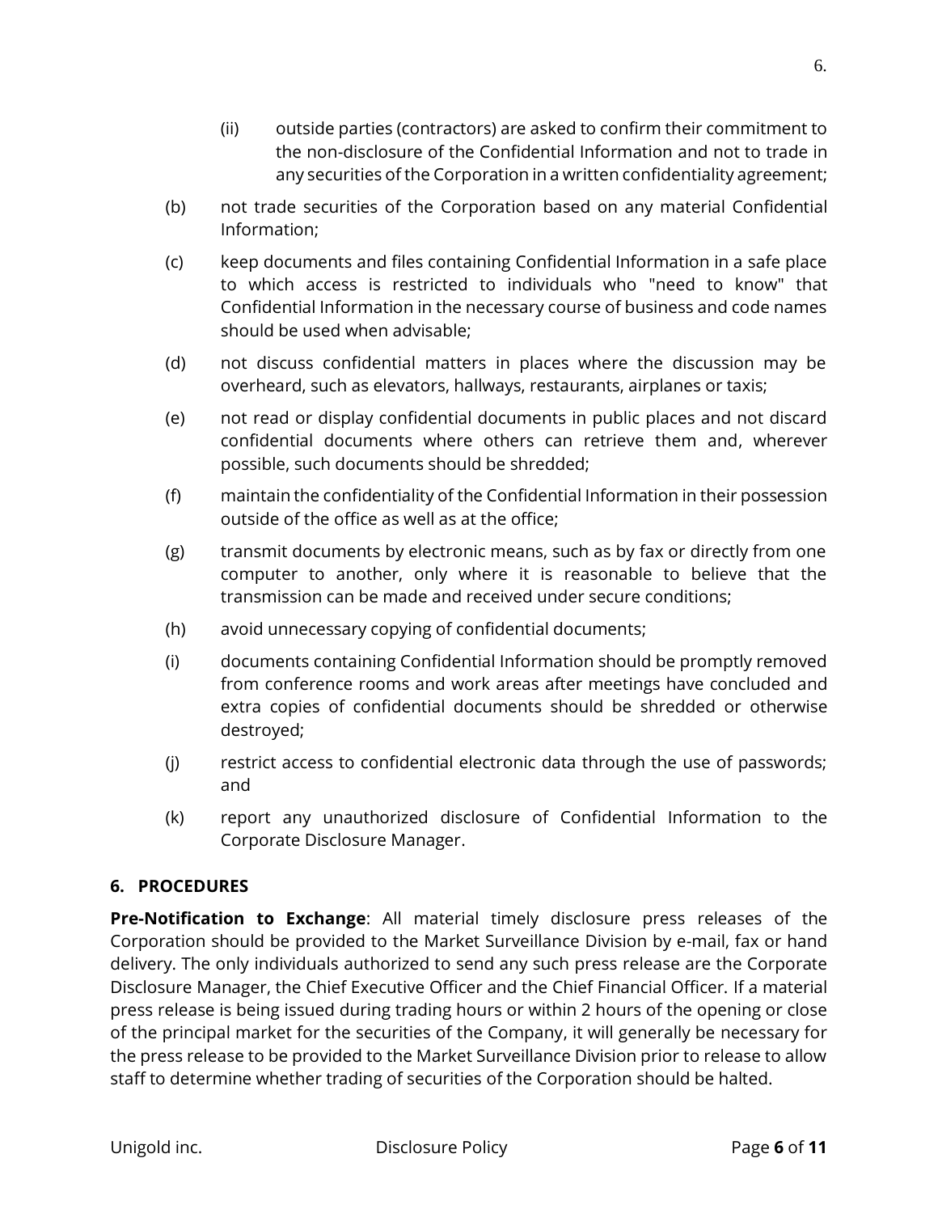(ii) outside parties (contractors) are asked to confirm their commitment to the non-disclosure of the Confidential Information and not to trade in any securities of the Corporation in a written confidentiality agreement;

(b) not trade securities of the Corporation based on any material Confidential Information;

(c) keep documents and files containing Confidential Information in a safe place to which access is restricted to individuals who "need to know" that Confidential Information in the necessary course of business and code names should be used when advisable;

(d) not discuss confidential matters in places where the discussion may be overheard, such as elevators, hallways, restaurants, airplanes or taxis;

(e) not read or display confidential documents in public places and not discard confidential documents where others can retrieve them and, wherever possible, such documents should be shredded;

(f) maintain the confidentiality of the Confidential Information in their possession outside of the office as well as at the office;

(g) transmit documents by electronic means, such as by fax or directly from one computer to another, only where it is reasonable to believe that the transmission can be made and received under secure conditions;

(h) avoid unnecessary copying of confidential documents;

(i) documents containing Confidential Information should be promptly removed from conference rooms and work areas after meetings have concluded and extra copies of confidential documents should be shredded or otherwise destroyed;

(j) restrict access to confidential electronic data through the use of passwords; and

(k) report any unauthorized disclosure of Confidential Information to the Corporate Disclosure Manager.

## 6. PROCEDURES

**Pre-Notification to Exchange**: All material timely disclosure press releases of the Corporation should be provided to the Market Surveillance Division by e-mail, fax or hand delivery. The only individuals authorized to send any such press release are the Corporate Disclosure Manager, the Chief Executive Officer and the Chief Financial Officer. If a material press release is being issued during trading hours or within 2 hours of the opening or close of the principal market for the securities of the Company, it will generally be necessary for the press release to be provided to the Market Surveillance Division prior to release to allow staff to determine whether trading of securities of the Corporation should be halted.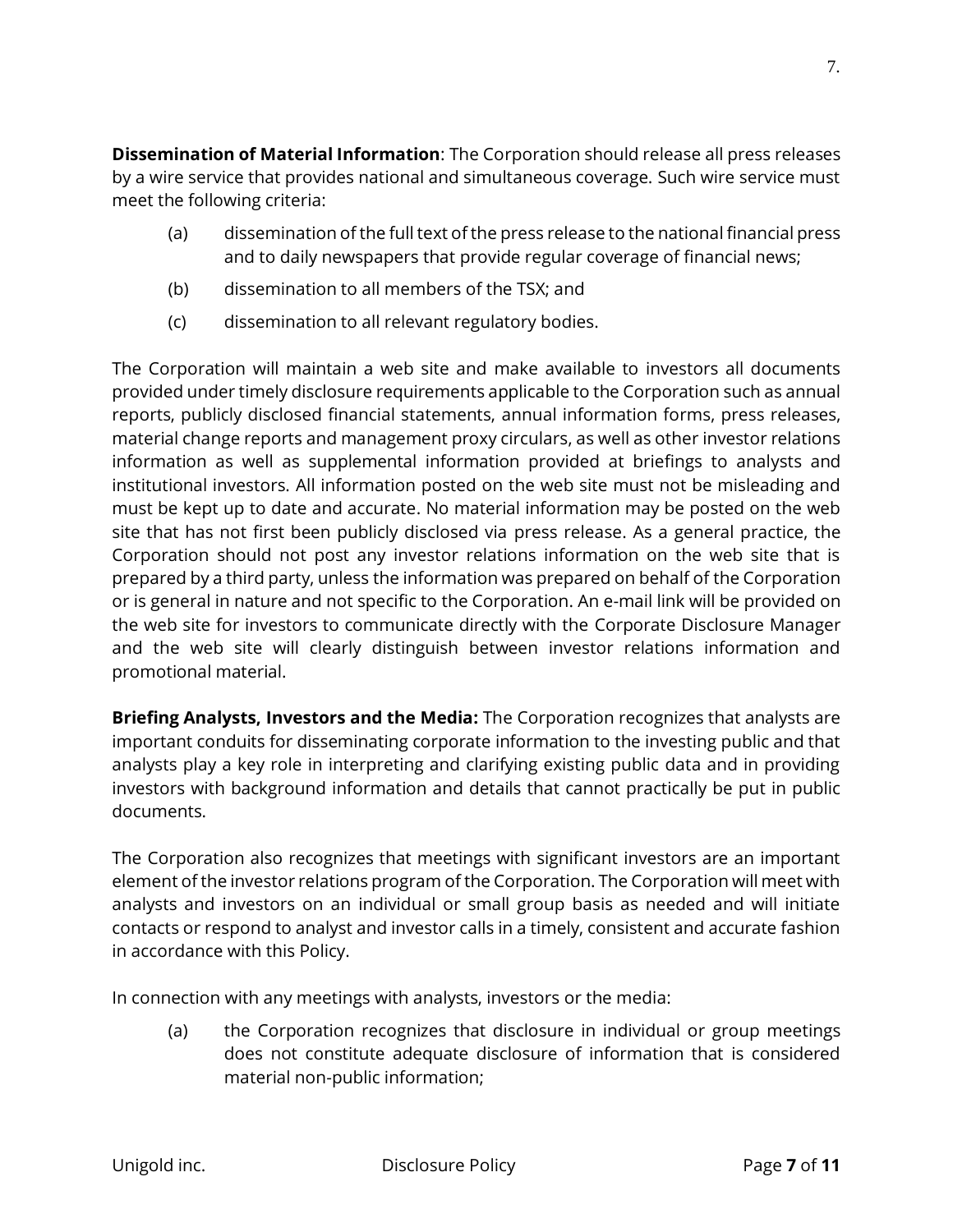**Dissemination of Material Information**: The Corporation should release all press releases by a wire service that provides national and simultaneous coverage. Such wire service must meet the following criteria:

(a) dissemination of the full text of the press release to the national financial press and to daily newspapers that provide regular coverage of financial news;

(b) dissemination to all members of the TSX; and

(c) dissemination to all relevant regulatory bodies.

The Corporation will maintain a web site and make available to investors all documents provided under timely disclosure requirements applicable to the Corporation such as annual reports, publicly disclosed financial statements, annual information forms, press releases, material change reports and management proxy circulars, as well as other investor relations information as well as supplemental information provided at briefings to analysts and institutional investors. All information posted on the web site must not be misleading and must be kept up to date and accurate. No material information may be posted on the web site that has not first been publicly disclosed via press release. As a general practice, the Corporation should not post any investor relations information on the web site that is prepared by a third party, unless the information was prepared on behalf of the Corporation or is general in nature and not specific to the Corporation. An e-mail link will be provided on the web site for investors to communicate directly with the Corporate Disclosure Manager and the web site will clearly distinguish between investor relations information and promotional material.

**Briefing Analysts, Investors and the Media:** The Corporation recognizes that analysts are important conduits for disseminating corporate information to the investing public and that analysts play a key role in interpreting and clarifying existing public data and in providing investors with background information and details that cannot practically be put in public documents.

The Corporation also recognizes that meetings with significant investors are an important element of the investor relations program of the Corporation. The Corporation will meet with analysts and investors on an individual or small group basis as needed and will initiate contacts or respond to analyst and investor calls in a timely, consistent and accurate fashion in accordance with this Policy.

In connection with any meetings with analysts, investors or the media:

(a) the Corporation recognizes that disclosure in individual or group meetings does not constitute adequate disclosure of information that is considered material non-public information;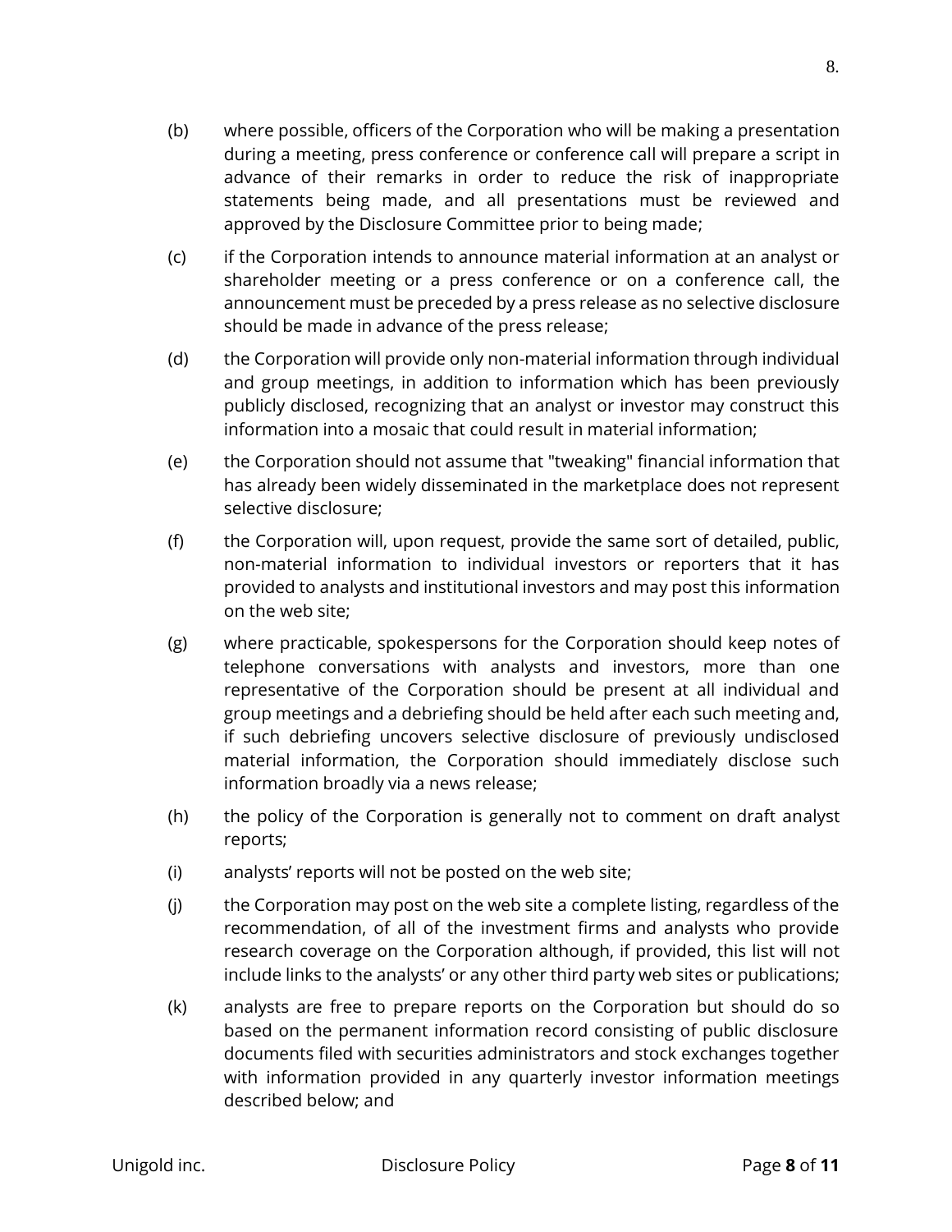(b) where possible, officers of the Corporation who will be making a presentation during a meeting, press conference or conference call will prepare a script in advance of their remarks in order to reduce the risk of inappropriate statements being made, and all presentations must be reviewed and approved by the Disclosure Committee prior to being made;

(c) if the Corporation intends to announce material information at an analyst or shareholder meeting or a press conference or on a conference call, the announcement must be preceded by a press release as no selective disclosure should be made in advance of the press release;

(d) the Corporation will provide only non-material information through individual and group meetings, in addition to information which has been previously publicly disclosed, recognizing that an analyst or investor may construct this information into a mosaic that could result in material information;

(e) the Corporation should not assume that "tweaking" financial information that has already been widely disseminated in the marketplace does not represent selective disclosure;

(f) the Corporation will, upon request, provide the same sort of detailed, public, non-material information to individual investors or reporters that it has provided to analysts and institutional investors and may post this information on the web site;

(g) where practicable, spokespersons for the Corporation should keep notes of telephone conversations with analysts and investors, more than one representative of the Corporation should be present at all individual and group meetings and a debriefing should be held after each such meeting and, if such debriefing uncovers selective disclosure of previously undisclosed material information, the Corporation should immediately disclose such information broadly via a news release;

(h) the policy of the Corporation is generally not to comment on draft analyst reports;

(i) analysts' reports will not be posted on the web site;

(j) the Corporation may post on the web site a complete listing, regardless of the recommendation, of all of the investment firms and analysts who provide research coverage on the Corporation although, if provided, this list will not include links to the analysts' or any other third party web sites or publications;

(k) analysts are free to prepare reports on the Corporation but should do so based on the permanent information record consisting of public disclosure documents filed with securities administrators and stock exchanges together with information provided in any quarterly investor information meetings described below; and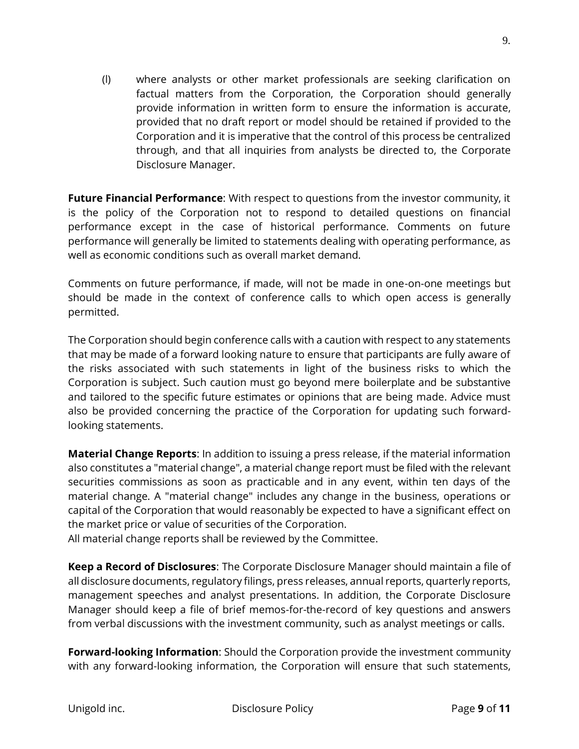(l) where analysts or other market professionals are seeking clarification on factual matters from the Corporation, the Corporation should generally provide information in written form to ensure the information is accurate, provided that no draft report or model should be retained if provided to the Corporation and it is imperative that the control of this process be centralized through, and that all inquiries from analysts be directed to, the Corporate Disclosure Manager.

**Future Financial Performance**: With respect to questions from the investor community, it is the policy of the Corporation not to respond to detailed questions on financial performance except in the case of historical performance. Comments on future performance will generally be limited to statements dealing with operating performance, as well as economic conditions such as overall market demand.

Comments on future performance, if made, will not be made in one-on-one meetings but should be made in the context of conference calls to which open access is generally permitted.

The Corporation should begin conference calls with a caution with respect to any statements that may be made of a forward looking nature to ensure that participants are fully aware of the risks associated with such statements in light of the business risks to which the Corporation is subject. Such caution must go beyond mere boilerplate and be substantive and tailored to the specific future estimates or opinions that are being made. Advice must also be provided concerning the practice of the Corporation for updating such forward-looking statements.

**Material Change Reports**: In addition to issuing a press release, if the material information also constitutes a "material change", a material change report must be filed with the relevant securities commissions as soon as practicable and in any event, within ten days of the material change. A "material change" includes any change in the business, operations or capital of the Corporation that would reasonably be expected to have a significant effect on the market price or value of securities of the Corporation.
All material change reports shall be reviewed by the Committee.

**Keep a Record of Disclosures**: The Corporate Disclosure Manager should maintain a file of all disclosure documents, regulatory filings, press releases, annual reports, quarterly reports, management speeches and analyst presentations. In addition, the Corporate Disclosure Manager should keep a file of brief memos-for-the-record of key questions and answers from verbal discussions with the investment community, such as analyst meetings or calls.

**Forward-looking Information**: Should the Corporation provide the investment community with any forward-looking information, the Corporation will ensure that such statements,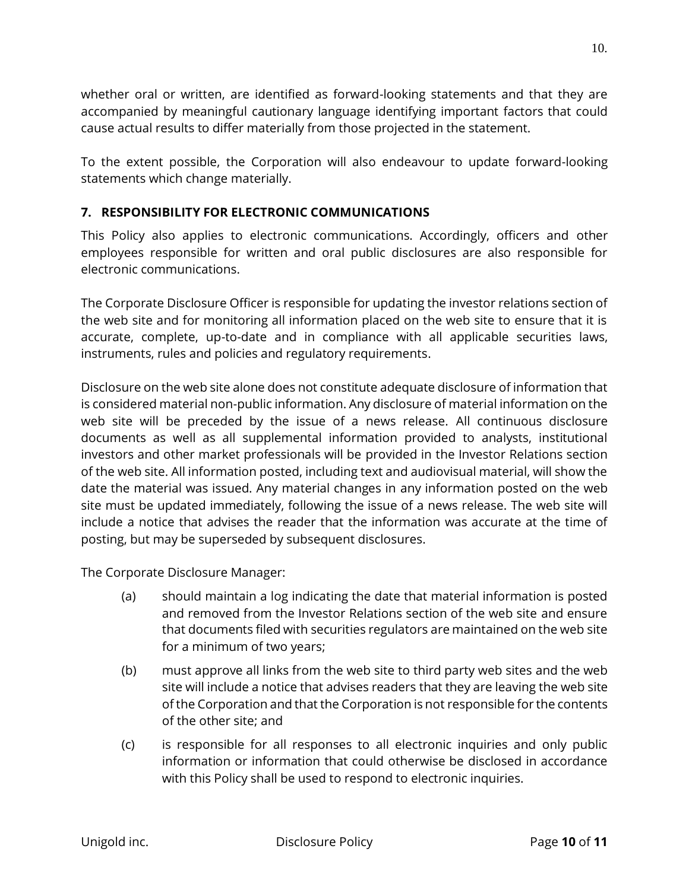whether oral or written, are identified as forward-looking statements and that they are accompanied by meaningful cautionary language identifying important factors that could cause actual results to differ materially from those projected in the statement.

To the extent possible, the Corporation will also endeavour to update forward-looking statements which change materially.

## 7. RESPONSIBILITY FOR ELECTRONIC COMMUNICATIONS

This Policy also applies to electronic communications. Accordingly, officers and other employees responsible for written and oral public disclosures are also responsible for electronic communications.

The Corporate Disclosure Officer is responsible for updating the investor relations section of the web site and for monitoring all information placed on the web site to ensure that it is accurate, complete, up-to-date and in compliance with all applicable securities laws, instruments, rules and policies and regulatory requirements.

Disclosure on the web site alone does not constitute adequate disclosure of information that is considered material non-public information. Any disclosure of material information on the web site will be preceded by the issue of a news release. All continuous disclosure documents as well as all supplemental information provided to analysts, institutional investors and other market professionals will be provided in the Investor Relations section of the web site. All information posted, including text and audiovisual material, will show the date the material was issued. Any material changes in any information posted on the web site must be updated immediately, following the issue of a news release. The web site will include a notice that advises the reader that the information was accurate at the time of posting, but may be superseded by subsequent disclosures.

The Corporate Disclosure Manager:

(a) should maintain a log indicating the date that material information is posted and removed from the Investor Relations section of the web site and ensure that documents filed with securities regulators are maintained on the web site for a minimum of two years;

(b) must approve all links from the web site to third party web sites and the web site will include a notice that advises readers that they are leaving the web site of the Corporation and that the Corporation is not responsible for the contents of the other site; and

(c) is responsible for all responses to all electronic inquiries and only public information or information that could otherwise be disclosed in accordance with this Policy shall be used to respond to electronic inquiries.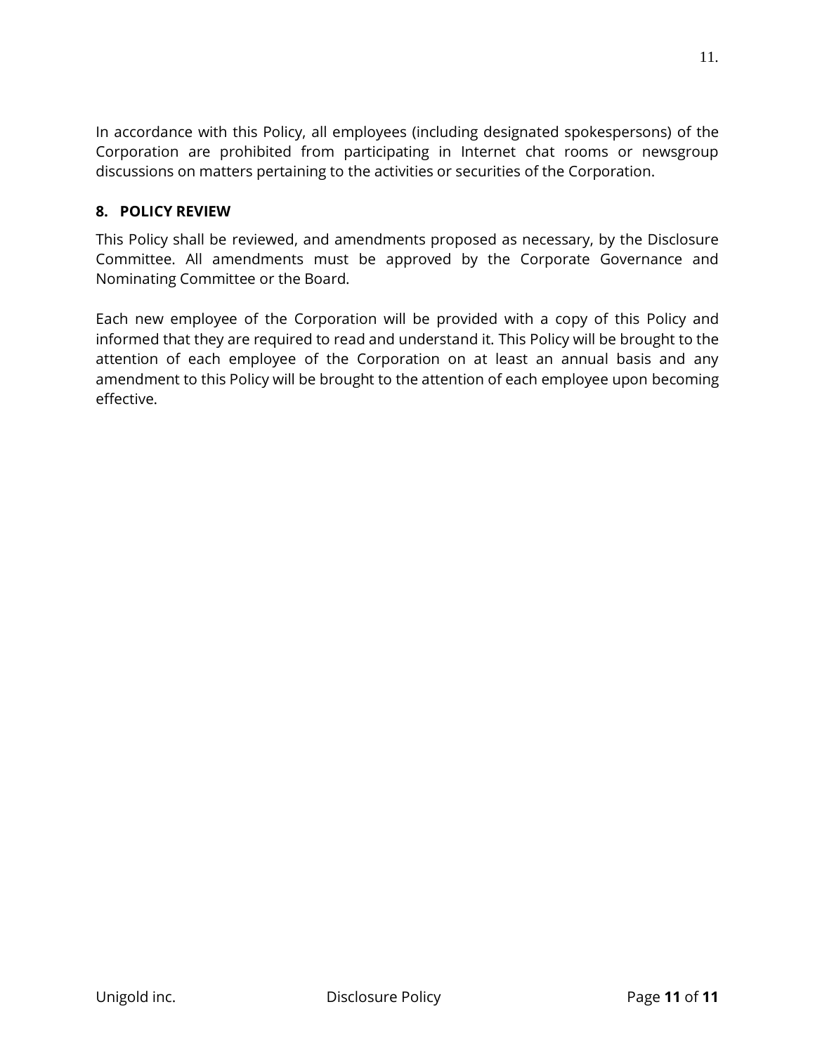In accordance with this Policy, all employees (including designated spokespersons) of the Corporation are prohibited from participating in Internet chat rooms or newsgroup discussions on matters pertaining to the activities or securities of the Corporation.

## 8. POLICY REVIEW

This Policy shall be reviewed, and amendments proposed as necessary, by the Disclosure Committee. All amendments must be approved by the Corporate Governance and Nominating Committee or the Board.

Each new employee of the Corporation will be provided with a copy of this Policy and informed that they are required to read and understand it. This Policy will be brought to the attention of each employee of the Corporation on at least an annual basis and any amendment to this Policy will be brought to the attention of each employee upon becoming effective.